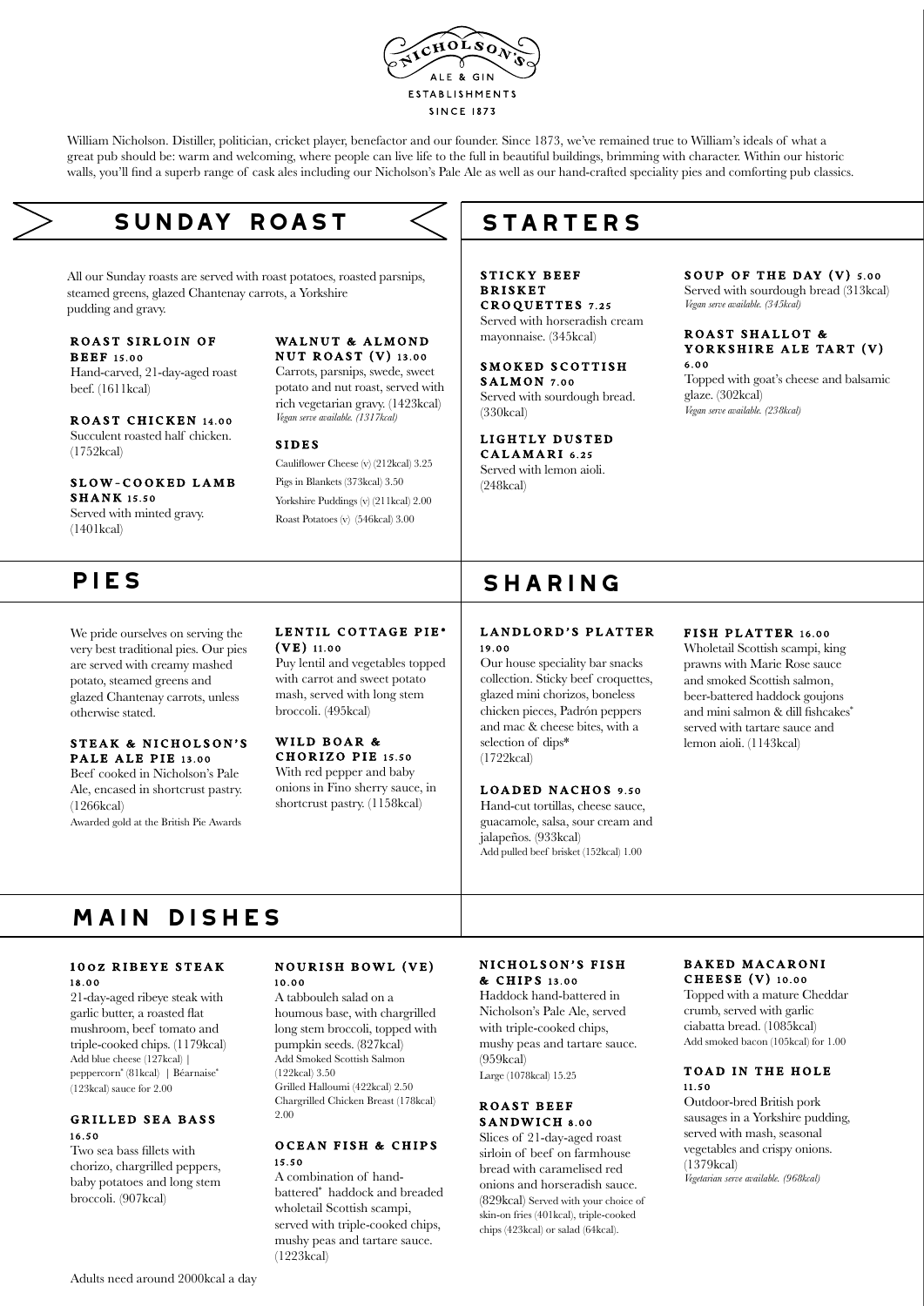NICHOLSON'S

ALE & GIN

ESTABLISHMENTS

SINCE 1873

William Nicholson. Distiller, politician, cricket player, benefactor and our founder. Since 1873, we've remained true to William's ideals of what a great pub should be: warm and welcoming, where people can live life to the full in beautiful buildings, brimming with character. Within our historic walls, you'll find a superb range of cask ales including our Nicholson's Pale Ale as well as our hand-crafted speciality pies and comforting pub classics.

## SUNDAY ROAST

All our Sunday roasts are served with roast potatoes, roasted parsnips, steamed greens, glazed Chantenay carrots, a Yorkshire pudding and gravy.

**ROAST SIRLOIN OF BEEF 15.00**
Hand-carved, 21-day-aged roast beef. (1611kcal)

**ROAST CHICKEN 14.00**
Succulent roasted half chicken. (1752kcal)

**SLOW-COOKED LAMB SHANK 15.50**
Served with minted gravy. (1401kcal)

**WALNUT & ALMOND NUT ROAST (V) 13.00**
Carrots, parsnips, swede, sweet potato and nut roast, served with rich vegetarian gravy. (1423kcal)
*Vegan serve available. (1317kcal)*

**SIDES**

Cauliflower Cheese (v) (212kcal) 3.25
Pigs in Blankets (373kcal) 3.50
Yorkshire Puddings (v) (211kcal) 2.00
Roast Potatoes (v) (546kcal) 3.00

## STARTERS

**STICKY BEEF BRISKET CROQUETTES 7.25**
Served with horseradish cream mayonnaise. (345kcal)

**SMOKED SCOTTISH SALMON 7.00**
Served with sourdough bread. (330kcal)

**LIGHTLY DUSTED CALAMARI 6.25**
Served with lemon aioli. (248kcal)

**SOUP OF THE DAY (V) 5.00**
Served with sourdough bread (313kcal)
*Vegan serve available. (345kcal)*

**ROAST SHALLOT & YORKSHIRE ALE TART (V) 6.00**
Topped with goat's cheese and balsamic glaze. (302kcal)
*Vegan serve available. (238kcal)*

## PIES

We pride ourselves on serving the very best traditional pies. Our pies are served with creamy mashed potato, steamed greens and glazed Chantenay carrots, unless otherwise stated.

**STEAK & NICHOLSON'S PALE ALE PIE 13.00**
Beef cooked in Nicholson's Pale Ale, encased in shortcrust pastry. (1266kcal)
Awarded gold at the British Pie Awards

**LENTIL COTTAGE PIE* (VE) 11.00**
Puy lentil and vegetables topped with carrot and sweet potato mash, served with long stem broccoli. (495kcal)

**WILD BOAR & CHORIZO PIE 15.50**
With red pepper and baby onions in Fino sherry sauce, in shortcrust pastry. (1158kcal)

## SHARING

**LANDLORD'S PLATTER 19.00**
Our house speciality bar snacks collection. Sticky beef croquettes, glazed mini chorizos, boneless chicken pieces, Padrón peppers and mac & cheese bites, with a selection of dips* (1722kcal)

**LOADED NACHOS 9.50**
Hand-cut tortillas, cheese sauce, guacamole, salsa, sour cream and jalapeños. (933kcal)
Add pulled beef brisket (152kcal) 1.00

**FISH PLATTER 16.00**
Wholetail Scottish scampi, king prawns with Marie Rose sauce and smoked Scottish salmon, beer-battered haddock goujons and mini salmon & dill fishcakes* served with tartare sauce and lemon aioli. (1143kcal)

## MAIN DISHES

**10OZ RIBEYE STEAK 18.00**
21-day-aged ribeye steak with garlic butter, a roasted flat mushroom, beef tomato and triple-cooked chips. (1179kcal)
Add blue cheese (127kcal) | peppercorn* (81kcal) | Béarnaise* (123kcal) sauce for 2.00

**GRILLED SEA BASS 16.50**
Two sea bass fillets with chorizo, chargrilled peppers, baby potatoes and long stem broccoli. (907kcal)

**NOURISH BOWL (VE) 10.00**
A tabbouleh salad on a houmous base, with chargrilled long stem broccoli, topped with pumpkin seeds. (827kcal)
Add Smoked Scottish Salmon (122kcal) 3.50
Grilled Halloumi (422kcal) 2.50
Chargrilled Chicken Breast (178kcal) 2.00

**OCEAN FISH & CHIPS 15.50**
A combination of hand-battered* haddock and breaded wholetail Scottish scampi, served with triple-cooked chips, mushy peas and tartare sauce. (1223kcal)

**NICHOLSON'S FISH & CHIPS 13.00**
Haddock hand-battered in Nicholson's Pale Ale, served with triple-cooked chips, mushy peas and tartare sauce. (959kcal)
Large (1078kcal) 15.25

**ROAST BEEF SANDWICH 8.00**
Slices of 21-day-aged roast sirloin of beef on farmhouse bread with caramelised red onions and horseradish sauce. (829kcal) Served with your choice of skin-on fries (401kcal), triple-cooked chips (423kcal) or salad (64kcal).

**BAKED MACARONI CHEESE (V) 10.00**
Topped with a mature Cheddar crumb, served with garlic ciabatta bread. (1085kcal)
Add smoked bacon (105kcal) for 1.00

**TOAD IN THE HOLE 11.50**
Outdoor-bred British pork sausages in a Yorkshire pudding, served with mash, seasonal vegetables and crispy onions. (1379kcal)
*Vegetarian serve available. (968kcal)*

Adults need around 2000kcal a day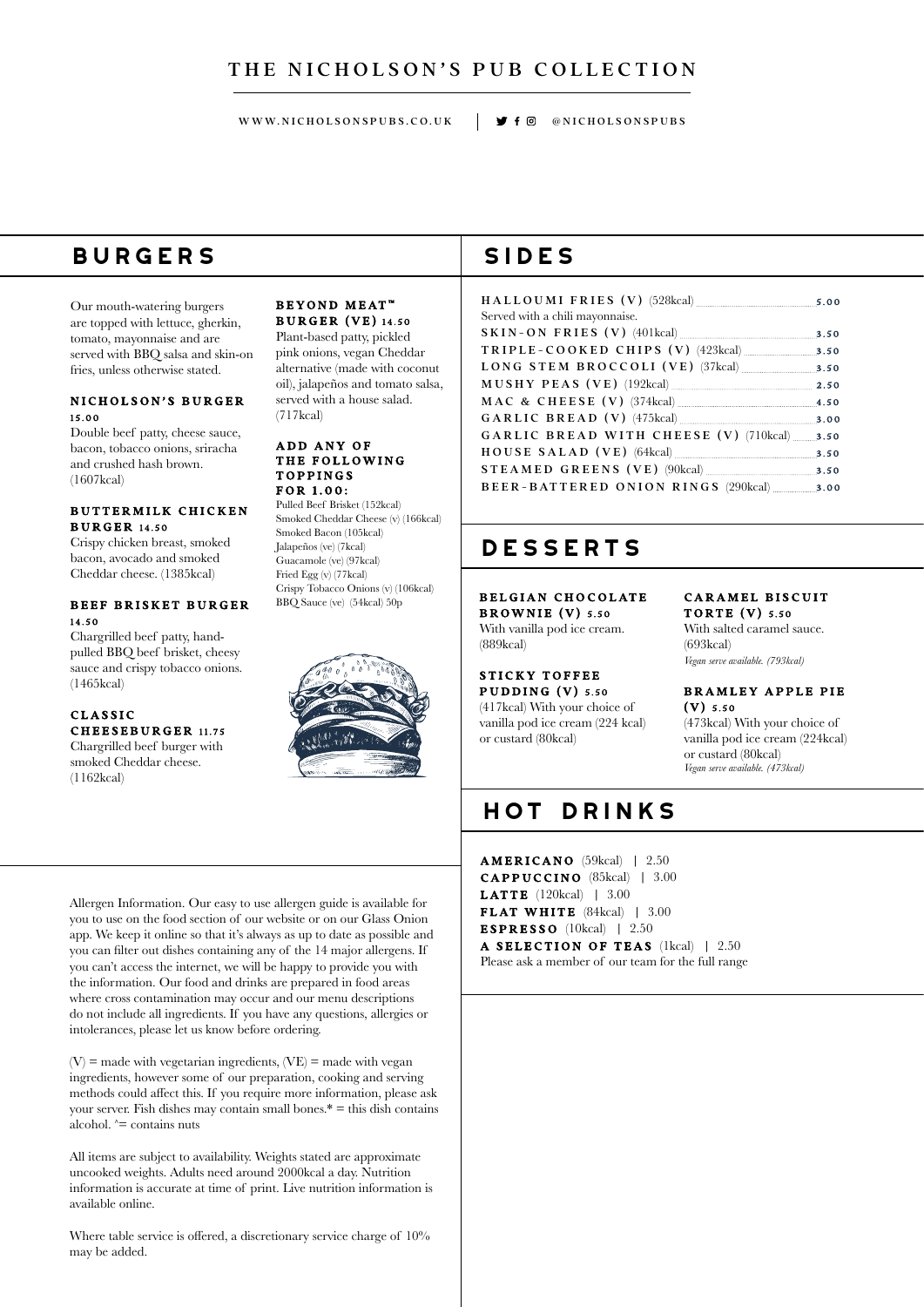# THE NICHOLSON'S PUB COLLECTION

WWW.NICHOLSONSPUBS.CO.UK | @NICHOLSONSPUBS

## BURGERS

Our mouth-watering burgers are topped with lettuce, gherkin, tomato, mayonnaise and are served with BBQ salsa and skin-on fries, unless otherwise stated.

### NICHOLSON'S BURGER 15.00

Double beef patty, cheese sauce, bacon, tobacco onions, sriracha and crushed hash brown. (1607kcal)

### BUTTERMILK CHICKEN BURGER 14.50

Crispy chicken breast, smoked bacon, avocado and smoked Cheddar cheese. (1385kcal)

### BEEF BRISKET BURGER 14.50

Chargrilled beef patty, hand-pulled BBQ beef brisket, cheesy sauce and crispy tobacco onions. (1465kcal)

### CLASSIC CHEESEBURGER 11.75

Chargrilled beef burger with smoked Cheddar cheese. (1162kcal)

### BEYOND MEAT™ BURGER (VE) 14.50

Plant-based patty, pickled pink onions, vegan Cheddar alternative (made with coconut oil), jalapeños and tomato salsa, served with a house salad. (717kcal)

### ADD ANY OF THE FOLLOWING TOPPINGS FOR 1.00:

Pulled Beef Brisket (152kcal)
Smoked Cheddar Cheese (v) (166kcal)
Smoked Bacon (105kcal)
Jalapeños (ve) (7kcal)
Guacamole (ve) (97kcal)
Fried Egg (v) (77kcal)
Crispy Tobacco Onions (v) (106kcal)
BBQ Sauce (ve) (54kcal) 50p

## SIDES

| | |
|---|---|
| HALLOUMI FRIES (V) (528kcal) Served with a chili mayonnaise. | 5.00 |
| SKIN-ON FRIES (V) (401kcal) | 3.50 |
| TRIPLE-COOKED CHIPS (V) (423kcal) | 3.50 |
| LONG STEM BROCCOLI (VE) (37kcal) | 3.50 |
| MUSHY PEAS (VE) (192kcal) | 2.50 |
| MAC & CHEESE (V) (374kcal) | 4.50 |
| GARLIC BREAD (V) (475kcal) | 3.00 |
| GARLIC BREAD WITH CHEESE (V) (710kcal) | 3.50 |
| HOUSE SALAD (VE) (64kcal) | 3.50 |
| STEAMED GREENS (VE) (90kcal) | 3.50 |
| BEER-BATTERED ONION RINGS (290kcal) | 3.00 |

## DESSERTS

### BELGIAN CHOCOLATE BROWNIE (V) 5.50

With vanilla pod ice cream. (889kcal)

### STICKY TOFFEE PUDDING (V) 5.50

(417kcal) With your choice of vanilla pod ice cream (224 kcal) or custard (80kcal)

### CARAMEL BISCUIT TORTE (V) 5.50

With salted caramel sauce. (693kcal)
*Vegan serve available. (793kcal)*

### BRAMLEY APPLE PIE (V) 5.50

(473kcal) With your choice of vanilla pod ice cream (224kcal) or custard (80kcal)
*Vegan serve available. (473kcal)*

## HOT DRINKS

**AMERICANO** (59kcal) | 2.50
**CAPPUCCINO** (85kcal) | 3.00
**LATTE** (120kcal) | 3.00
**FLAT WHITE** (84kcal) | 3.00
**ESPRESSO** (10kcal) | 2.50
**A SELECTION OF TEAS** (1kcal) | 2.50
Please ask a member of our team for the full range

Allergen Information. Our easy to use allergen guide is available for you to use on the food section of our website or on our Glass Onion app. We keep it online so that it's always as up to date as possible and you can filter out dishes containing any of the 14 major allergens. If you can't access the internet, we will be happy to provide you with the information. Our food and drinks are prepared in food areas where cross contamination may occur and our menu descriptions do not include all ingredients. If you have any questions, allergies or intolerances, please let us know before ordering.

(V) = made with vegetarian ingredients, (VE) = made with vegan ingredients, however some of our preparation, cooking and serving methods could affect this. If you require more information, please ask your server. Fish dishes may contain small bones.* = this dish contains alcohol. ^= contains nuts

All items are subject to availability. Weights stated are approximate uncooked weights. Adults need around 2000kcal a day. Nutrition information is accurate at time of print. Live nutrition information is available online.

Where table service is offered, a discretionary service charge of 10% may be added.